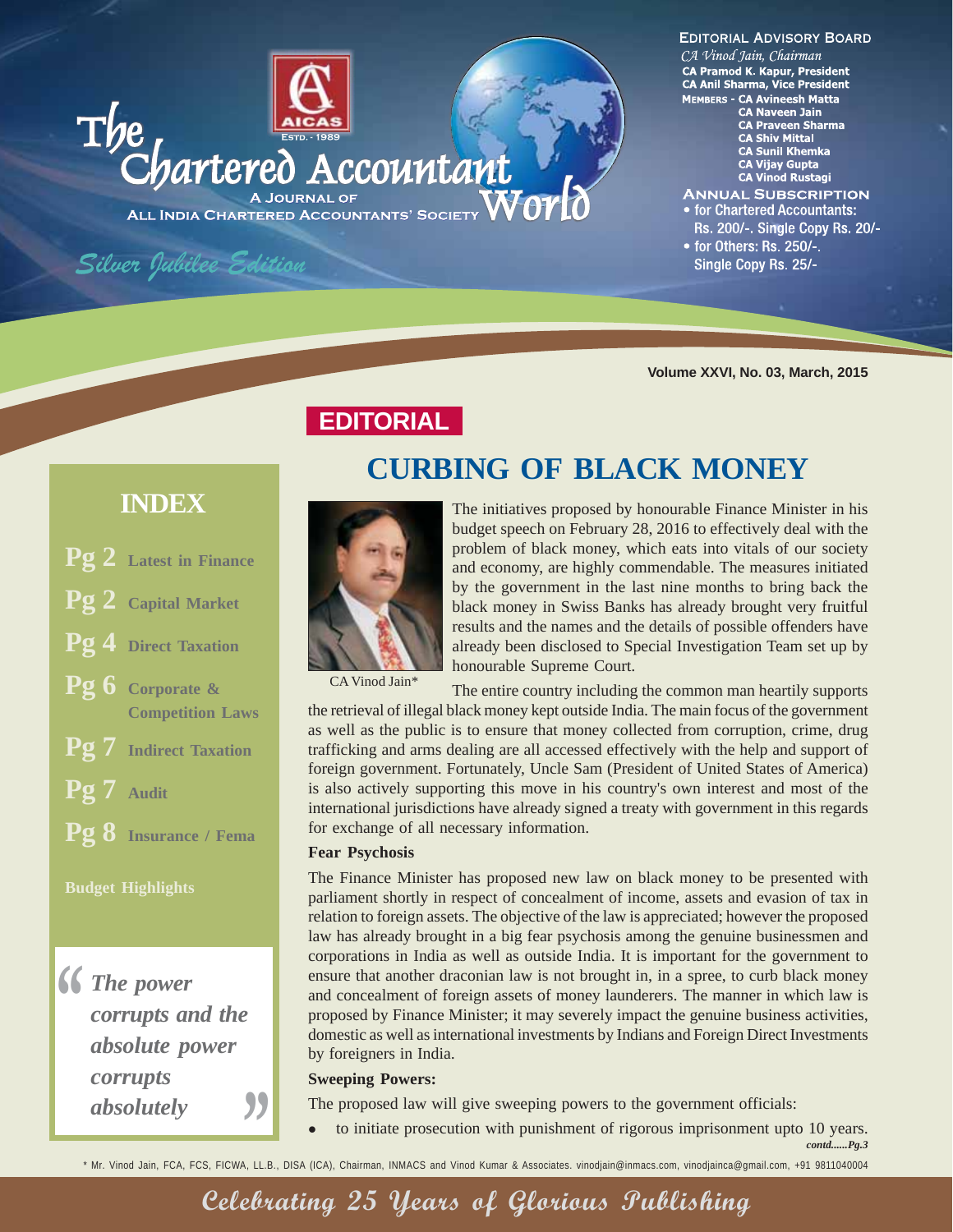# The Chartered Accountant World

AICAS Estd. - 1989

A Journal of All India Chartered Accountants' Society

*Silver Jubilee Edition*

**Editorial Advisory Board**

*CA Vinod Jain, Chairman*
CA Pramod K. Kapur, President
CA Anil Sharma, Vice President
Members - CA Avineesh Matta
CA Naveen Jain
CA Praveen Sharma
CA Shiv Mittal
CA Sunil Khemka
CA Vijay Gupta
CA Vinod Rustagi

**Annual Subscription**

- for Chartered Accountants: Rs. 200/-. Single Copy Rs. 20/-
- for Others: Rs. 250/-. Single Copy Rs. 25/-

Volume XXVI, No. 03, March, 2015

## INDEX

**Pg 2** Latest in Finance

**Pg 2** Capital Market

**Pg 4** Direct Taxation

**Pg 6** Corporate & Competition Laws

**Pg 7** Indirect Taxation

**Pg 7** Audit

**Pg 8** Insurance / Fema

Budget Highlights

> *"The power corrupts and the absolute power corrupts absolutely"*

## EDITORIAL

# CURBING OF BLACK MONEY

CA Vinod Jain*

The initiatives proposed by honourable Finance Minister in his budget speech on February 28, 2016 to effectively deal with the problem of black money, which eats into vitals of our society and economy, are highly commendable. The measures initiated by the government in the last nine months to bring back the black money in Swiss Banks has already brought very fruitful results and the names and the details of possible offenders have already been disclosed to Special Investigation Team set up by honourable Supreme Court.

The entire country including the common man heartily supports the retrieval of illegal black money kept outside India. The main focus of the government as well as the public is to ensure that money collected from corruption, crime, drug trafficking and arms dealing are all accessed effectively with the help and support of foreign government. Fortunately, Uncle Sam (President of United States of America) is also actively supporting this move in his country's own interest and most of the international jurisdictions have already signed a treaty with government in this regards for exchange of all necessary information.

**Fear Psychosis**

The Finance Minister has proposed new law on black money to be presented with parliament shortly in respect of concealment of income, assets and evasion of tax in relation to foreign assets. The objective of the law is appreciated; however the proposed law has already brought in a big fear psychosis among the genuine businessmen and corporations in India as well as outside India. It is important for the government to ensure that another draconian law is not brought in, in a spree, to curb black money and concealment of foreign assets of money launderers. The manner in which law is proposed by Finance Minister; it may severely impact the genuine business activities, domestic as well as international investments by Indians and Foreign Direct Investments by foreigners in India.

**Sweeping Powers:**

The proposed law will give sweeping powers to the government officials:

- to initiate prosecution with punishment of rigorous imprisonment upto 10 years.

*contd......Pg.3*

\* Mr. Vinod Jain, FCA, FCS, FICWA, LL.B., DISA (ICA), Chairman, INMACS and Vinod Kumar & Associates. vinodjain@inmacs.com, vinodjainca@gmail.com, +91 9811040004

*Celebrating 25 Years of Glorious Publishing*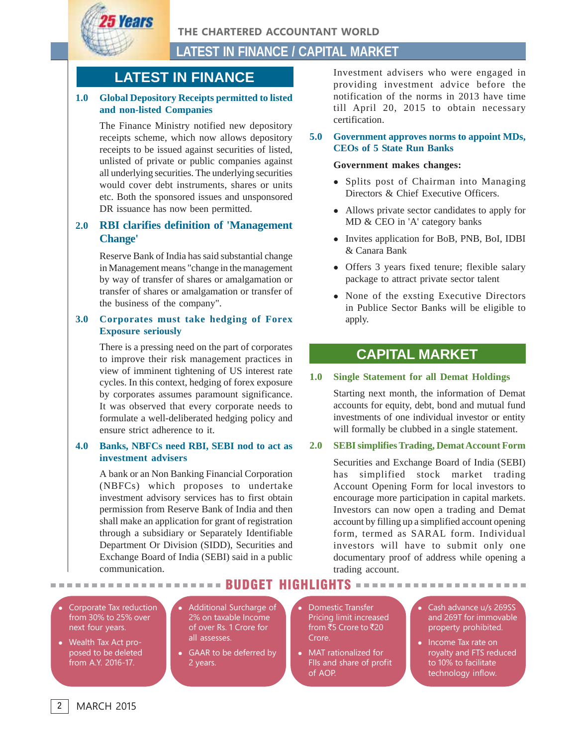# LATEST IN FINANCE / CAPITAL MARKET

## LATEST IN FINANCE

### 1.0 Global Depository Receipts permitted to listed and non-listed Companies

The Finance Ministry notified new depository receipts scheme, which now allows depository receipts to be issued against securities of listed, unlisted of private or public companies against all underlying securities. The underlying securities would cover debt instruments, shares or units etc. Both the sponsored issues and unsponsored DR issuance has now been permitted.

### 2.0 RBI clarifies definition of 'Management Change'

Reserve Bank of India has said substantial change in Management means "change in the management by way of transfer of shares or amalgamation or transfer of shares or amalgamation or transfer of the business of the company".

### 3.0 Corporates must take hedging of Forex Exposure seriously

There is a pressing need on the part of corporates to improve their risk management practices in view of imminent tightening of US interest rate cycles. In this context, hedging of forex exposure by corporates assumes paramount significance. It was observed that every corporate needs to formulate a well-deliberated hedging policy and ensure strict adherence to it.

### 4.0 Banks, NBFCs need RBI, SEBI nod to act as investment advisers

A bank or an Non Banking Financial Corporation (NBFCs) which proposes to undertake investment advisory services has to first obtain permission from Reserve Bank of India and then shall make an application for grant of registration through a subsidiary or Separately Identifiable Department Or Division (SIDD), Securities and Exchange Board of India (SEBI) said in a public communication.

Investment advisers who were engaged in providing investment advice before the notification of the norms in 2013 have time till April 20, 2015 to obtain necessary certification.

### 5.0 Government approves norms to appoint MDs, CEOs of 5 State Run Banks

**Government makes changes:**

- Splits post of Chairman into Managing Directors & Chief Executive Officers.
- Allows private sector candidates to apply for MD & CEO in 'A' category banks
- Invites application for BoB, PNB, BoI, IDBI & Canara Bank
- Offers 3 years fixed tenure; flexible salary package to attract private sector talent
- None of the exsting Executive Directors in Publice Sector Banks will be eligible to apply.

## CAPITAL MARKET

### 1.0 Single Statement for all Demat Holdings

Starting next month, the information of Demat accounts for equity, debt, bond and mutual fund investments of one individual investor or entity will formally be clubbed in a single statement.

### 2.0 SEBI simplifies Trading, Demat Account Form

Securities and Exchange Board of India (SEBI) has simplified stock market trading Account Opening Form for local investors to encourage more participation in capital markets. Investors can now open a trading and Demat account by filling up a simplified account opening form, termed as SARAL form. Individual investors will have to submit only one documentary proof of address while opening a trading account.

## BUDGET HIGHLIGHTS

- Corporate Tax reduction from 30% to 25% over next four years.
- Wealth Tax Act proposed to be deleted from A.Y. 2016-17.

- Additional Surcharge of 2% on taxable Income of over Rs. 1 Crore for all assesses.
- GAAR to be deferred by 2 years.

- Domestic Transfer Pricing limit increased from ₹5 Crore to ₹20 Crore.
- MAT rationalized for FIIs and share of profit of AOP.

- Cash advance u/s 269SS and 269T for immovable property prohibited.
- Income Tax rate on royalty and FTS reduced to 10% to facilitate technology inflow.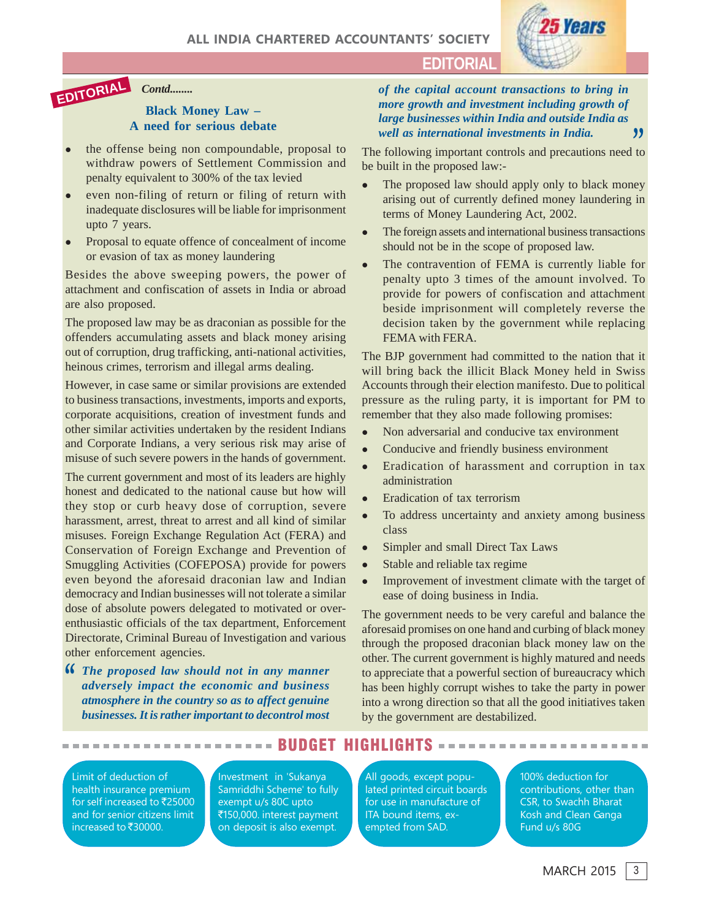EDITORIAL *Contd........*

## Black Money Law – A need for serious debate

- the offense being non compoundable, proposal to withdraw powers of Settlement Commission and penalty equivalent to 300% of the tax levied
- even non-filing of return or filing of return with inadequate disclosures will be liable for imprisonment upto 7 years.
- Proposal to equate offence of concealment of income or evasion of tax as money laundering

Besides the above sweeping powers, the power of attachment and confiscation of assets in India or abroad are also proposed.

The proposed law may be as draconian as possible for the offenders accumulating assets and black money arising out of corruption, drug trafficking, anti-national activities, heinous crimes, terrorism and illegal arms dealing.

However, in case same or similar provisions are extended to business transactions, investments, imports and exports, corporate acquisitions, creation of investment funds and other similar activities undertaken by the resident Indians and Corporate Indians, a very serious risk may arise of misuse of such severe powers in the hands of government.

The current government and most of its leaders are highly honest and dedicated to the national cause but how will they stop or curb heavy dose of corruption, severe harassment, arrest, threat to arrest and all kind of similar misuses. Foreign Exchange Regulation Act (FERA) and Conservation of Foreign Exchange and Prevention of Smuggling Activities (COFEPOSA) provide for powers even beyond the aforesaid draconian law and Indian democracy and Indian businesses will not tolerate a similar dose of absolute powers delegated to motivated or over-enthusiastic officials of the tax department, Enforcement Directorate, Criminal Bureau of Investigation and various other enforcement agencies.

> ***"The proposed law should not in any manner adversely impact the economic and business atmosphere in the country so as to affect genuine businesses. It is rather important to decontrol most of the capital account transactions to bring in more growth and investment including growth of large businesses within India and outside India as well as international investments in India."***

The following important controls and precautions need to be built in the proposed law:-

- The proposed law should apply only to black money arising out of currently defined money laundering in terms of Money Laundering Act, 2002.
- The foreign assets and international business transactions should not be in the scope of proposed law.
- The contravention of FEMA is currently liable for penalty upto 3 times of the amount involved. To provide for powers of confiscation and attachment beside imprisonment will completely reverse the decision taken by the government while replacing FEMA with FERA.

The BJP government had committed to the nation that it will bring back the illicit Black Money held in Swiss Accounts through their election manifesto. Due to political pressure as the ruling party, it is important for PM to remember that they also made following promises:

- Non adversarial and conducive tax environment
- Conducive and friendly business environment
- Eradication of harassment and corruption in tax administration
- Eradication of tax terrorism
- To address uncertainty and anxiety among business class
- Simpler and small Direct Tax Laws
- Stable and reliable tax regime
- Improvement of investment climate with the target of ease of doing business in India.

The government needs to be very careful and balance the aforesaid promises on one hand and curbing of black money through the proposed draconian black money law on the other. The current government is highly matured and needs to appreciate that a powerful section of bureaucracy which has been highly corrupt wishes to take the party in power into a wrong direction so that all the good initiatives taken by the government are destabilized.

## BUDGET HIGHLIGHTS

Limit of deduction of health insurance premium for self increased to ₹25000 and for senior citizens limit increased to ₹30000.

Investment in 'Sukanya Samriddhi Scheme' to fully exempt u/s 80C upto ₹150,000. interest payment on deposit is also exempt.

All goods, except populated printed circuit boards for use in manufacture of ITA bound items, exempted from SAD.

100% deduction for contributions, other than CSR, to Swachh Bharat Kosh and Clean Ganga Fund u/s 80G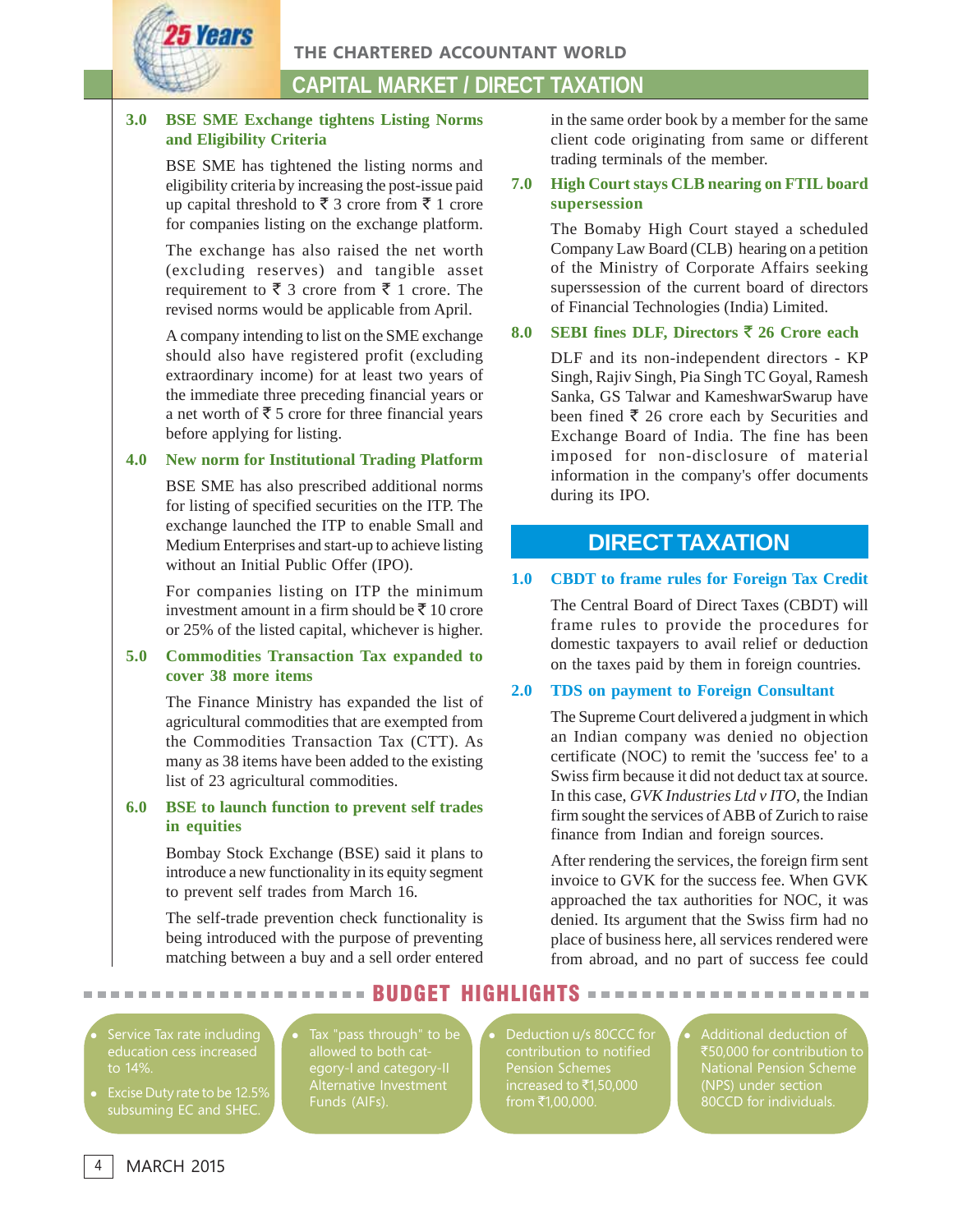## CAPITAL MARKET / DIRECT TAXATION

### 3.0 BSE SME Exchange tightens Listing Norms and Eligibility Criteria

BSE SME has tightened the listing norms and eligibility criteria by increasing the post-issue paid up capital threshold to ₹ 3 crore from ₹ 1 crore for companies listing on the exchange platform.

The exchange has also raised the net worth (excluding reserves) and tangible asset requirement to ₹ 3 crore from ₹ 1 crore. The revised norms would be applicable from April.

A company intending to list on the SME exchange should also have registered profit (excluding extraordinary income) for at least two years of the immediate three preceding financial years or a net worth of ₹ 5 crore for three financial years before applying for listing.

### 4.0 New norm for Institutional Trading Platform

BSE SME has also prescribed additional norms for listing of specified securities on the ITP. The exchange launched the ITP to enable Small and Medium Enterprises and start-up to achieve listing without an Initial Public Offer (IPO).

For companies listing on ITP the minimum investment amount in a firm should be ₹ 10 crore or 25% of the listed capital, whichever is higher.

### 5.0 Commodities Transaction Tax expanded to cover 38 more items

The Finance Ministry has expanded the list of agricultural commodities that are exempted from the Commodities Transaction Tax (CTT). As many as 38 items have been added to the existing list of 23 agricultural commodities.

### 6.0 BSE to launch function to prevent self trades in equities

Bombay Stock Exchange (BSE) said it plans to introduce a new functionality in its equity segment to prevent self trades from March 16.

The self-trade prevention check functionality is being introduced with the purpose of preventing matching between a buy and a sell order entered in the same order book by a member for the same client code originating from same or different trading terminals of the member.

### 7.0 High Court stays CLB nearing on FTIL board supersession

The Bomaby High Court stayed a scheduled Company Law Board (CLB) hearing on a petition of the Ministry of Corporate Affairs seeking superssession of the current board of directors of Financial Technologies (India) Limited.

### 8.0 SEBI fines DLF, Directors ₹ 26 Crore each

DLF and its non-independent directors - KP Singh, Rajiv Singh, Pia Singh TC Goyal, Ramesh Sanka, GS Talwar and KameshwarSwarup have been fined ₹ 26 crore each by Securities and Exchange Board of India. The fine has been imposed for non-disclosure of material information in the company's offer documents during its IPO.

## DIRECT TAXATION

### 1.0 CBDT to frame rules for Foreign Tax Credit

The Central Board of Direct Taxes (CBDT) will frame rules to provide the procedures for domestic taxpayers to avail relief or deduction on the taxes paid by them in foreign countries.

### 2.0 TDS on payment to Foreign Consultant

The Supreme Court delivered a judgment in which an Indian company was denied no objection certificate (NOC) to remit the 'success fee' to a Swiss firm because it did not deduct tax at source. In this case, *GVK Industries Ltd v ITO*, the Indian firm sought the services of ABB of Zurich to raise finance from Indian and foreign sources.

After rendering the services, the foreign firm sent invoice to GVK for the success fee. When GVK approached the tax authorities for NOC, it was denied. Its argument that the Swiss firm had no place of business here, all services rendered were from abroad, and no part of success fee could

## BUDGET HIGHLIGHTS

- Service Tax rate including education cess increased to 14%.
- Excise Duty rate to be 12.5% subsuming EC and SHEC.
- Tax "pass through" to be allowed to both category-I and category-II Alternative Investment Funds (AIFs).
- Deduction u/s 80CCC for contribution to notified Pension Schemes increased to ₹1,50,000 from ₹1,00,000.
- Additional deduction of ₹50,000 for contribution to National Pension Scheme (NPS) under section 80CCD for individuals.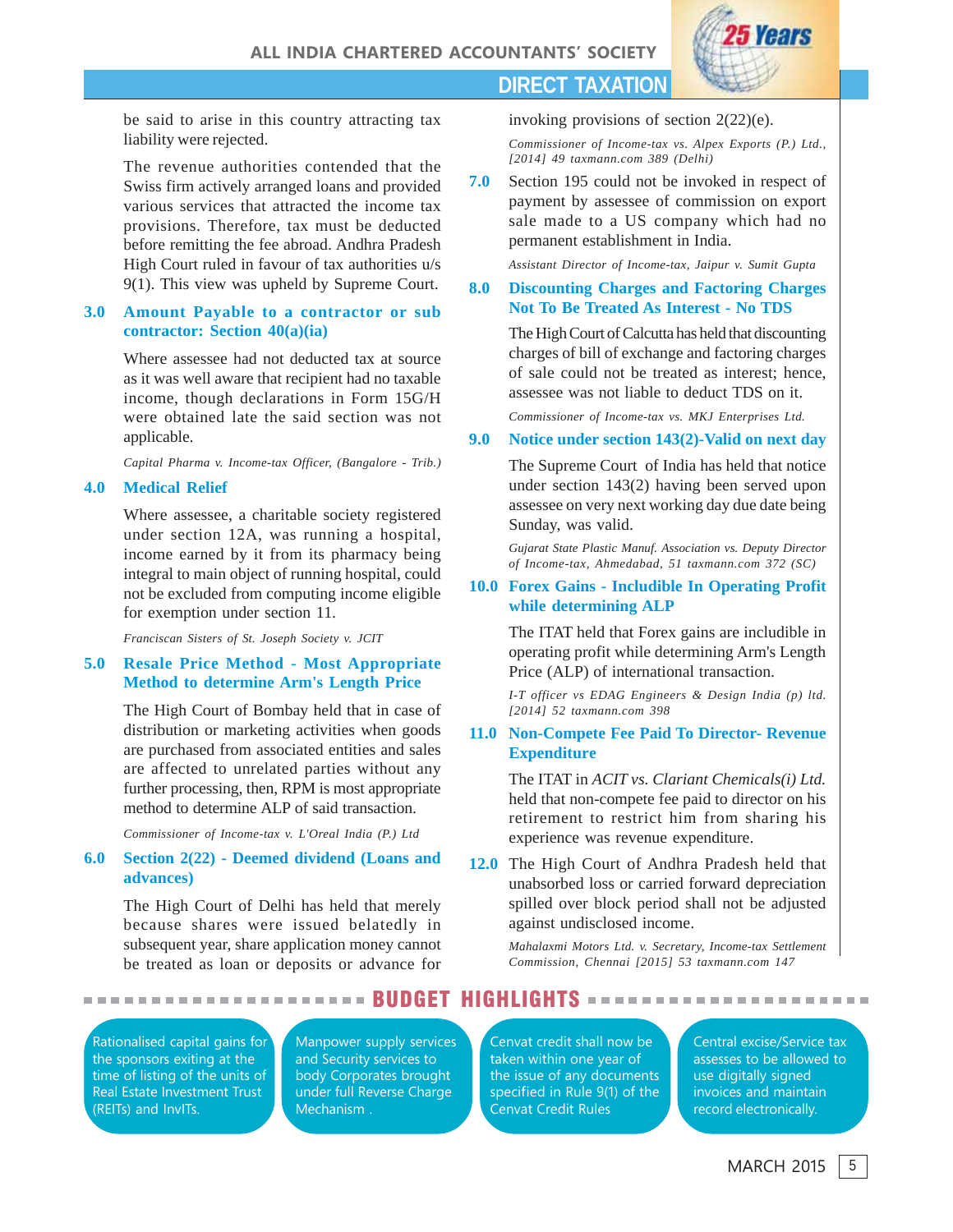be said to arise in this country attracting tax liability were rejected.

The revenue authorities contended that the Swiss firm actively arranged loans and provided various services that attracted the income tax provisions. Therefore, tax must be deducted before remitting the fee abroad. Andhra Pradesh High Court ruled in favour of tax authorities u/s 9(1). This view was upheld by Supreme Court.

### 3.0 Amount Payable to a contractor or sub contractor: Section 40(a)(ia)

Where assessee had not deducted tax at source as it was well aware that recipient had no taxable income, though declarations in Form 15G/H were obtained late the said section was not applicable.

*Capital Pharma v. Income-tax Officer, (Bangalore - Trib.)*

### 4.0 Medical Relief

Where assessee, a charitable society registered under section 12A, was running a hospital, income earned by it from its pharmacy being integral to main object of running hospital, could not be excluded from computing income eligible for exemption under section 11.

*Franciscan Sisters of St. Joseph Society v. JCIT*

### 5.0 Resale Price Method - Most Appropriate Method to determine Arm's Length Price

The High Court of Bombay held that in case of distribution or marketing activities when goods are purchased from associated entities and sales are affected to unrelated parties without any further processing, then, RPM is most appropriate method to determine ALP of said transaction.

*Commissioner of Income-tax v. L'Oreal India (P.) Ltd*

### 6.0 Section 2(22) - Deemed dividend (Loans and advances)

The High Court of Delhi has held that merely because shares were issued belatedly in subsequent year, share application money cannot be treated as loan or deposits or advance for invoking provisions of section 2(22)(e).

*Commissioner of Income-tax vs. Alpex Exports (P.) Ltd., [2014] 49 taxmann.com 389 (Delhi)*

### 7.0

Section 195 could not be invoked in respect of payment by assessee of commission on export sale made to a US company which had no permanent establishment in India.

*Assistant Director of Income-tax, Jaipur v. Sumit Gupta*

### 8.0 Discounting Charges and Factoring Charges Not To Be Treated As Interest - No TDS

The High Court of Calcutta has held that discounting charges of bill of exchange and factoring charges of sale could not be treated as interest; hence, assessee was not liable to deduct TDS on it.

*Commissioner of Income-tax vs. MKJ Enterprises Ltd.*

### 9.0 Notice under section 143(2)-Valid on next day

The Supreme Court of India has held that notice under section 143(2) having been served upon assessee on very next working day due date being Sunday, was valid.

*Gujarat State Plastic Manuf. Association vs. Deputy Director of Income-tax, Ahmedabad, 51 taxmann.com 372 (SC)*

### 10.0 Forex Gains - Includible In Operating Profit while determining ALP

The ITAT held that Forex gains are includible in operating profit while determining Arm's Length Price (ALP) of international transaction.

*I-T officer vs EDAG Engineers & Design India (p) ltd. [2014] 52 taxmann.com 398*

### 11.0 Non-Compete Fee Paid To Director- Revenue Expenditure

The ITAT in *ACIT vs. Clariant Chemicals(i) Ltd.* held that non-compete fee paid to director on his retirement to restrict him from sharing his experience was revenue expenditure.

### 12.0

The High Court of Andhra Pradesh held that unabsorbed loss or carried forward depreciation spilled over block period shall not be adjusted against undisclosed income.

*Mahalaxmi Motors Ltd. v. Secretary, Income-tax Settlement Commission, Chennai [2015] 53 taxmann.com 147*

## BUDGET HIGHLIGHTS

- Rationalised capital gains for the sponsors exiting at the time of listing of the units of Real Estate Investment Trust (REITs) and InvITs.
- Manpower supply services and Security services to body Corporates brought under full Reverse Charge Mechanism .
- Cenvat credit shall now be taken within one year of the issue of any documents specified in Rule 9(1) of the Cenvat Credit Rules
- Central excise/Service tax assesses to be allowed to use digitally signed invoices and maintain record electronically.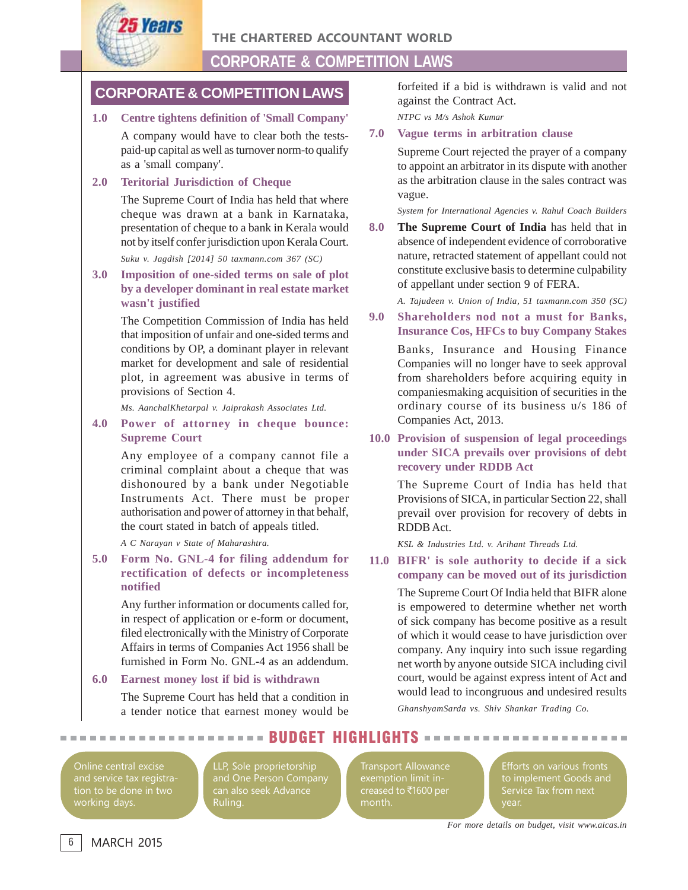## CORPORATE & COMPETITION LAWS

### 1.0 Centre tightens definition of 'Small Company'

A company would have to clear both the tests-paid-up capital as well as turnover norm-to qualify as a 'small company'.

### 2.0 Teritorial Jurisdiction of Cheque

The Supreme Court of India has held that where cheque was drawn at a bank in Karnataka, presentation of cheque to a bank in Kerala would not by itself confer jurisdiction upon Kerala Court.

*Suku v. Jagdish [2014] 50 taxmann.com 367 (SC)*

### 3.0 Imposition of one-sided terms on sale of plot by a developer dominant in real estate market wasn't justified

The Competition Commission of India has held that imposition of unfair and one-sided terms and conditions by OP, a dominant player in relevant market for development and sale of residential plot, in agreement was abusive in terms of provisions of Section 4.

*Ms. AanchalKhetarpal v. Jaiprakash Associates Ltd.*

### 4.0 Power of attorney in cheque bounce: Supreme Court

Any employee of a company cannot file a criminal complaint about a cheque that was dishonoured by a bank under Negotiable Instruments Act. There must be proper authorisation and power of attorney in that behalf, the court stated in batch of appeals titled.

*A C Narayan v State of Maharashtra.*

### 5.0 Form No. GNL-4 for filing addendum for rectification of defects or incompleteness notified

Any further information or documents called for, in respect of application or e-form or document, filed electronically with the Ministry of Corporate Affairs in terms of Companies Act 1956 shall be furnished in Form No. GNL-4 as an addendum.

### 6.0 Earnest money lost if bid is withdrawn

The Supreme Court has held that a condition in a tender notice that earnest money would be forfeited if a bid is withdrawn is valid and not against the Contract Act.

*NTPC vs M/s Ashok Kumar*

### 7.0 Vague terms in arbitration clause

Supreme Court rejected the prayer of a company to appoint an arbitrator in its dispute with another as the arbitration clause in the sales contract was vague.

*System for International Agencies v. Rahul Coach Builders*

### 8.0

**The Supreme Court of India** has held that in absence of independent evidence of corroborative nature, retracted statement of appellant could not constitute exclusive basis to determine culpability of appellant under section 9 of FERA.

*A. Tajudeen v. Union of India, 51 taxmann.com 350 (SC)*

### 9.0 Shareholders nod not a must for Banks, Insurance Cos, HFCs to buy Company Stakes

Banks, Insurance and Housing Finance Companies will no longer have to seek approval from shareholders before acquiring equity in companiesmaking acquisition of securities in the ordinary course of its business u/s 186 of Companies Act, 2013.

### 10.0 Provision of suspension of legal proceedings under SICA prevails over provisions of debt recovery under RDDB Act

The Supreme Court of India has held that Provisions of SICA, in particular Section 22, shall prevail over provision for recovery of debts in RDDB Act.

*KSL & Industries Ltd. v. Arihant Threads Ltd.*

### 11.0 BIFR' is sole authority to decide if a sick company can be moved out of its jurisdiction

The Supreme Court Of India held that BIFR alone is empowered to determine whether net worth of sick company has become positive as a result of which it would cease to have jurisdiction over company. Any inquiry into such issue regarding net worth by anyone outside SICA including civil court, would be against express intent of Act and would lead to incongruous and undesired results

*GhanshyamSarda vs. Shiv Shankar Trading Co.*

## BUDGET HIGHLIGHTS

- Online central excise and service tax registration to be done in two working days.
- LLP, Sole proprietorship and One Person Company can also seek Advance Ruling.
- Transport Allowance exemption limit increased to ₹1600 per month.
- Efforts on various fronts to implement Goods and Service Tax from next year.

*For more details on budget, visit www.aicas.in*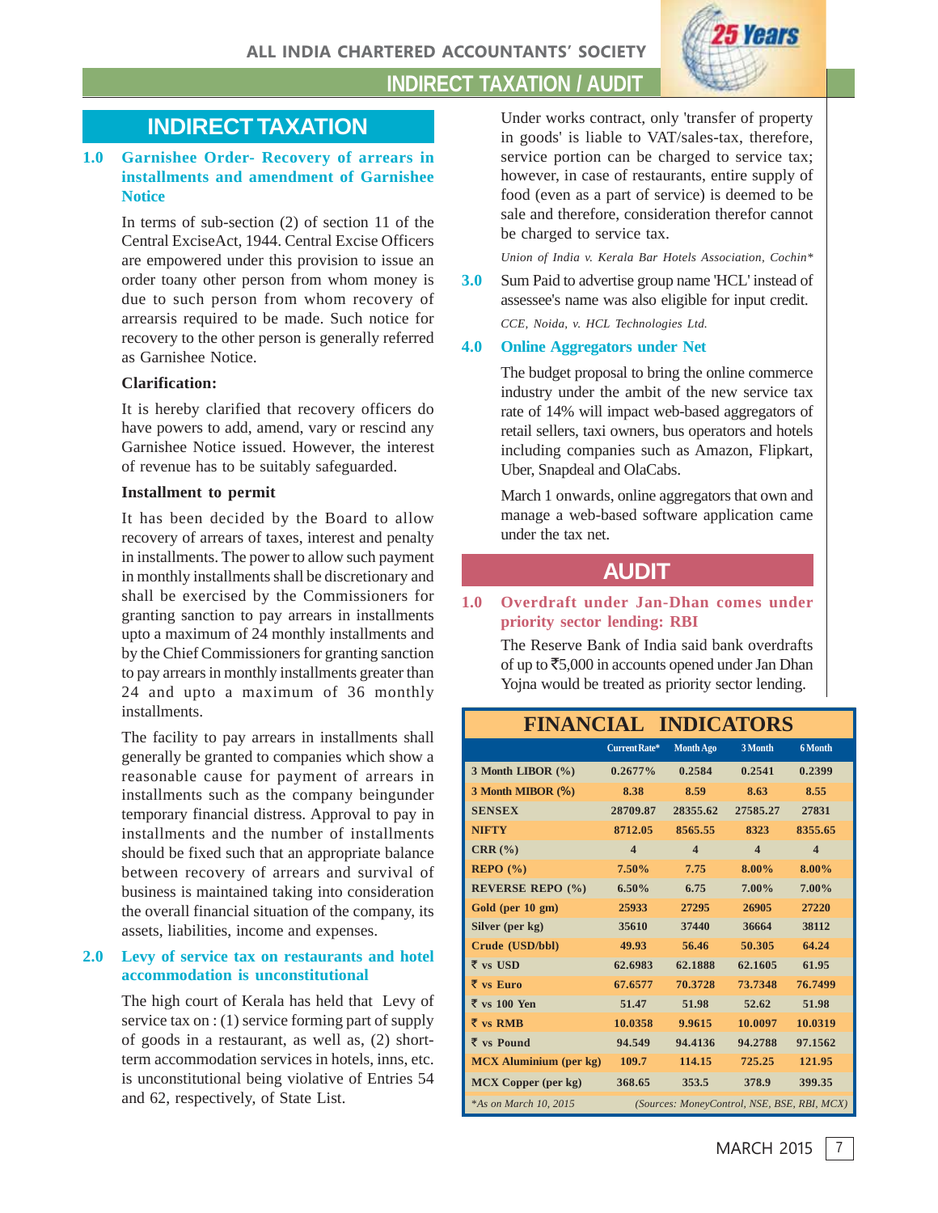# INDIRECT TAXATION

## 1.0 Garnishee Order- Recovery of arrears in installments and amendment of Garnishee Notice

In terms of sub-section (2) of section 11 of the Central ExciseAct, 1944. Central Excise Officers are empowered under this provision to issue an order toany other person from whom money is due to such person from whom recovery of arrearsis required to be made. Such notice for recovery to the other person is generally referred as Garnishee Notice.

**Clarification:**

It is hereby clarified that recovery officers do have powers to add, amend, vary or rescind any Garnishee Notice issued. However, the interest of revenue has to be suitably safeguarded.

**Installment to permit**

It has been decided by the Board to allow recovery of arrears of taxes, interest and penalty in installments. The power to allow such payment in monthly installments shall be discretionary and shall be exercised by the Commissioners for granting sanction to pay arrears in installments upto a maximum of 24 monthly installments and by the Chief Commissioners for granting sanction to pay arrears in monthly installments greater than 24 and upto a maximum of 36 monthly installments.

The facility to pay arrears in installments shall generally be granted to companies which show a reasonable cause for payment of arrears in installments such as the company beingunder temporary financial distress. Approval to pay in installments and the number of installments should be fixed such that an appropriate balance between recovery of arrears and survival of business is maintained taking into consideration the overall financial situation of the company, its assets, liabilities, income and expenses.

## 2.0 Levy of service tax on restaurants and hotel accommodation is unconstitutional

The high court of Kerala has held that Levy of service tax on : (1) service forming part of supply of goods in a restaurant, as well as, (2) short-term accommodation services in hotels, inns, etc. is unconstitutional being violative of Entries 54 and 62, respectively, of State List.

Under works contract, only 'transfer of property in goods' is liable to VAT/sales-tax, therefore, service portion can be charged to service tax; however, in case of restaurants, entire supply of food (even as a part of service) is deemed to be sale and therefore, consideration therefor cannot be charged to service tax.

*Union of India v. Kerala Bar Hotels Association, Cochin**

## 3.0 Sum Paid to advertise group name 'HCL' instead of assessee's name was also eligible for input credit.

*CCE, Noida, v. HCL Technologies Ltd.*

## 4.0 Online Aggregators under Net

The budget proposal to bring the online commerce industry under the ambit of the new service tax rate of 14% will impact web-based aggregators of retail sellers, taxi owners, bus operators and hotels including companies such as Amazon, Flipkart, Uber, Snapdeal and OlaCabs.

March 1 onwards, online aggregators that own and manage a web-based software application came under the tax net.

# AUDIT

## 1.0 Overdraft under Jan-Dhan comes under priority sector lending: RBI

The Reserve Bank of India said bank overdrafts of up to ₹5,000 in accounts opened under Jan Dhan Yojna would be treated as priority sector lending.

## FINANCIAL INDICATORS

| | Current Rate* | Month Ago | 3 Month | 6 Month |
|---|---|---|---|---|
| 3 Month LIBOR (%) | 0.2677% | 0.2584 | 0.2541 | 0.2399 |
| 3 Month MIBOR (%) | 8.38 | 8.59 | 8.63 | 8.55 |
| SENSEX | 28709.87 | 28355.62 | 27585.27 | 27831 |
| NIFTY | 8712.05 | 8565.55 | 8323 | 8355.65 |
| CRR (%) | 4 | 4 | 4 | 4 |
| REPO (%) | 7.50% | 7.75 | 8.00% | 8.00% |
| REVERSE REPO (%) | 6.50% | 6.75 | 7.00% | 7.00% |
| Gold (per 10 gm) | 25933 | 27295 | 26905 | 27220 |
| Silver (per kg) | 35610 | 37440 | 36664 | 38112 |
| Crude (USD/bbl) | 49.93 | 56.46 | 50.305 | 64.24 |
| ₹ vs USD | 62.6983 | 62.1888 | 62.1605 | 61.95 |
| ₹ vs Euro | 67.6577 | 70.3728 | 73.7348 | 76.7499 |
| ₹ vs 100 Yen | 51.47 | 51.98 | 52.62 | 51.98 |
| ₹ vs RMB | 10.0358 | 9.9615 | 10.0097 | 10.0319 |
| ₹ vs Pound | 94.549 | 94.4136 | 94.2788 | 97.1562 |
| MCX Aluminium (per kg) | 109.7 | 114.15 | 725.25 | 121.95 |
| MCX Copper (per kg) | 368.65 | 353.5 | 378.9 | 399.35 |

*\*As on March 10, 2015* *(Sources: MoneyControl, NSE, BSE, RBI, MCX)*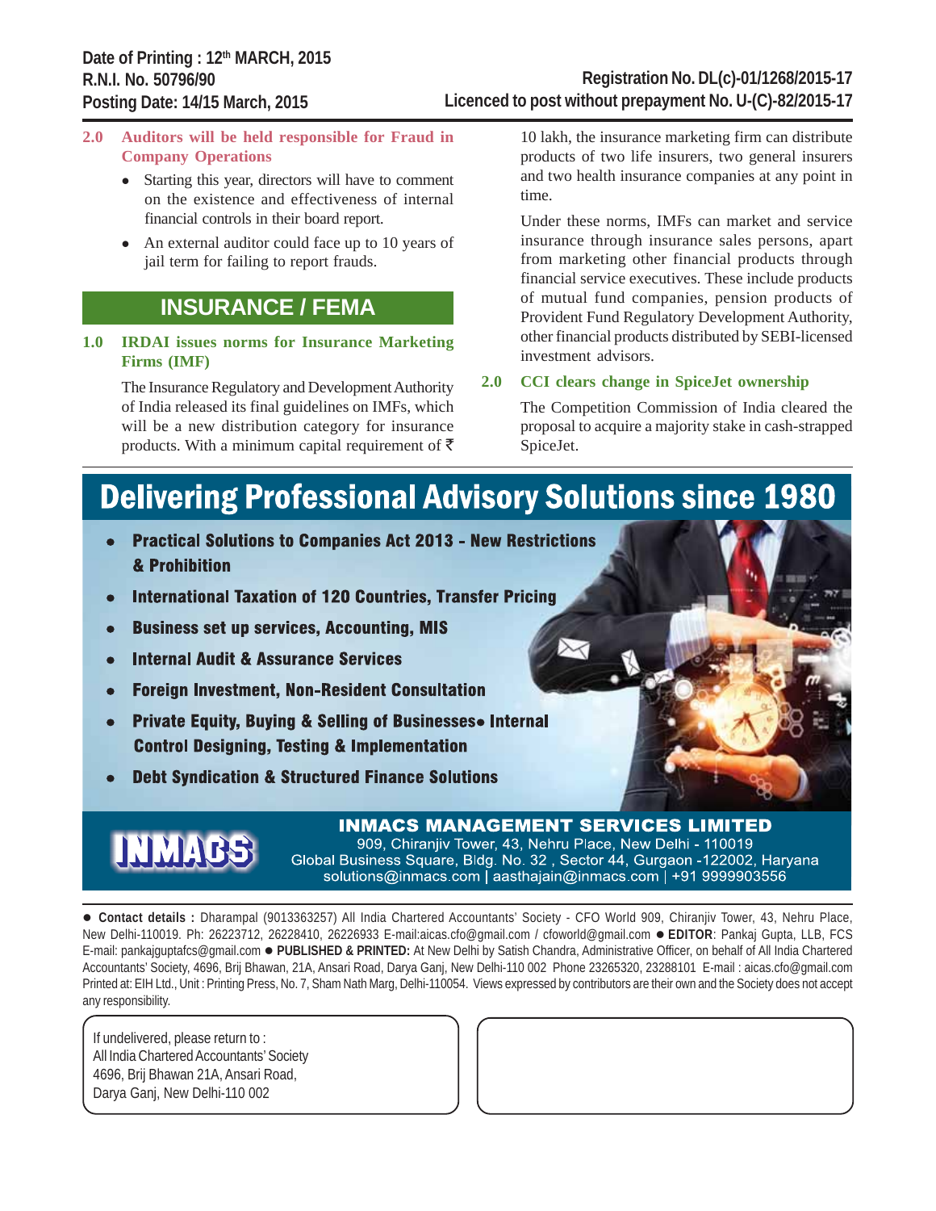Date of Printing : 12th MARCH, 2015
R.N.I. No. 50796/90
Posting Date: 14/15 March, 2015

Registration No. DL(c)-01/1268/2015-17
Licenced to post without prepayment No. U-(C)-82/2015-17

**2.0 Auditors will be held responsible for Fraud in Company Operations**

- Starting this year, directors will have to comment on the existence and effectiveness of internal financial controls in their board report.
- An external auditor could face up to 10 years of jail term for failing to report frauds.

## INSURANCE / FEMA

**1.0 IRDAI issues norms for Insurance Marketing Firms (IMF)**

The Insurance Regulatory and Development Authority of India released its final guidelines on IMFs, which will be a new distribution category for insurance products. With a minimum capital requirement of ₹ 10 lakh, the insurance marketing firm can distribute products of two life insurers, two general insurers and two health insurance companies at any point in time.

Under these norms, IMFs can market and service insurance through insurance sales persons, apart from marketing other financial products through financial service executives. These include products of mutual fund companies, pension products of Provident Fund Regulatory Development Authority, other financial products distributed by SEBI-licensed investment advisors.

**2.0 CCI clears change in SpiceJet ownership**

The Competition Commission of India cleared the proposal to acquire a majority stake in cash-strapped SpiceJet.

# Delivering Professional Advisory Solutions since 1980

- **Practical Solutions to Companies Act 2013 - New Restrictions & Prohibition**
- **International Taxation of 120 Countries, Transfer Pricing**
- **Business set up services, Accounting, MIS**
- **Internal Audit & Assurance Services**
- **Foreign Investment, Non-Resident Consultation**
- **Private Equity, Buying & Selling of Businesses● Internal Control Designing, Testing & Implementation**
- **Debt Syndication & Structured Finance Solutions**

INMACS

**INMACS MANAGEMENT SERVICES LIMITED**
909, Chiranjiv Tower, 43, Nehru Place, New Delhi - 110019
Global Business Square, Bldg. No. 32 , Sector 44, Gurgaon -122002, Haryana
solutions@inmacs.com | aasthajain@inmacs.com | +91 9999903556

● **Contact details :** Dharampal (9013363257) All India Chartered Accountants' Society - CFO World 909, Chiranjiv Tower, 43, Nehru Place, New Delhi-110019. Ph: 26223712, 26228410, 26226933 E-mail:aicas.cfo@gmail.com / cfoworld@gmail.com ● **EDITOR**: Pankaj Gupta, LLB, FCS E-mail: pankajguptafcs@gmail.com ● **PUBLISHED & PRINTED:** At New Delhi by Satish Chandra, Administrative Officer, on behalf of All India Chartered Accountants' Society, 4696, Brij Bhawan, 21A, Ansari Road, Darya Ganj, New Delhi-110 002 Phone 23265320, 23288101 E-mail : aicas.cfo@gmail.com Printed at: EIH Ltd., Unit : Printing Press, No. 7, Sham Nath Marg, Delhi-110054. Views expressed by contributors are their own and the Society does not accept any responsibility.

If undelivered, please return to :
All India Chartered Accountants' Society
4696, Brij Bhawan 21A, Ansari Road,
Darya Ganj, New Delhi-110 002